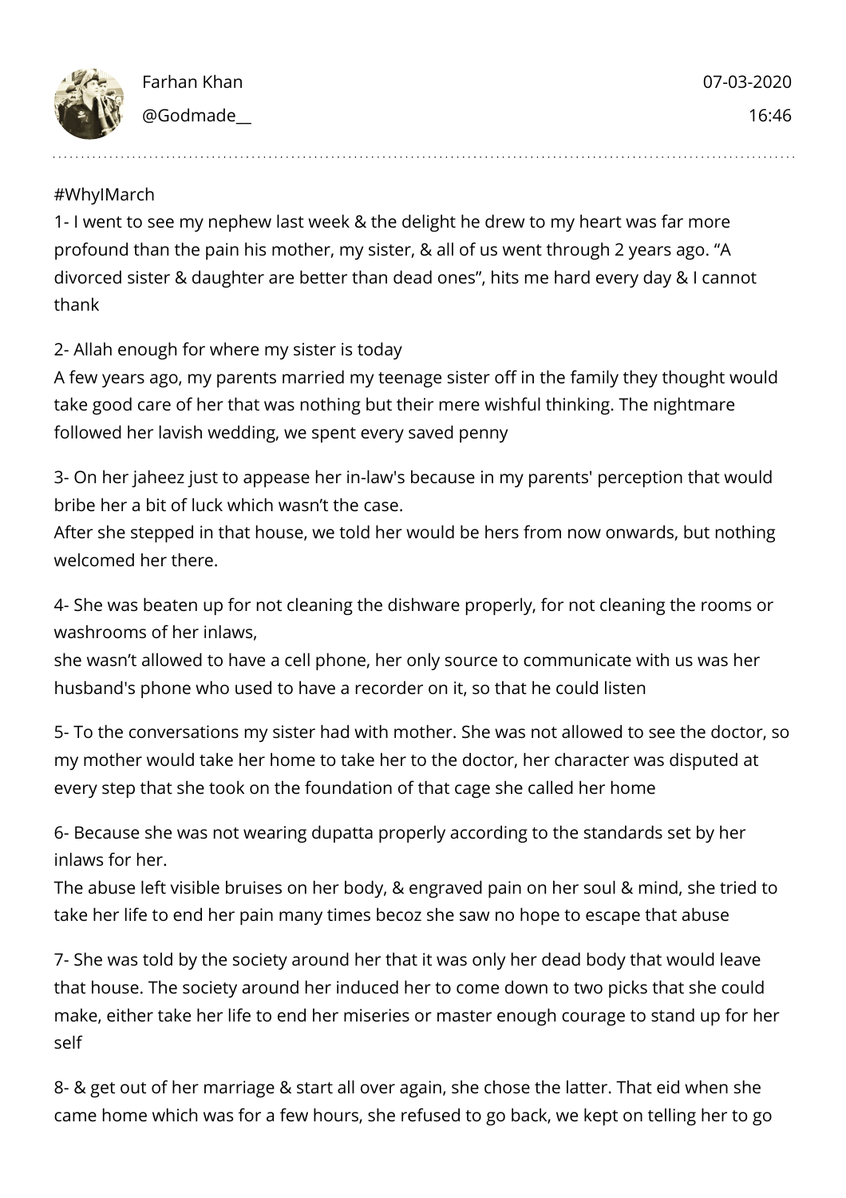Farhan Khan
@Godmade__

07-03-2020
16:46

#WhyIMarch

1- I went to see my nephew last week & the delight he drew to my heart was far more profound than the pain his mother, my sister, & all of us went through 2 years ago. “A divorced sister & daughter are better than dead ones”, hits me hard every day & I cannot thank

2- Allah enough for where my sister is today
A few years ago, my parents married my teenage sister off in the family they thought would take good care of her that was nothing but their mere wishful thinking. The nightmare followed her lavish wedding, we spent every saved penny

3- On her jaheez just to appease her in-law's because in my parents' perception that would bribe her a bit of luck which wasn’t the case.
After she stepped in that house, we told her would be hers from now onwards, but nothing welcomed her there.

4- She was beaten up for not cleaning the dishware properly, for not cleaning the rooms or washrooms of her inlaws,
she wasn’t allowed to have a cell phone, her only source to communicate with us was her husband's phone who used to have a recorder on it, so that he could listen

5- To the conversations my sister had with mother. She was not allowed to see the doctor, so my mother would take her home to take her to the doctor, her character was disputed at every step that she took on the foundation of that cage she called her home

6- Because she was not wearing dupatta properly according to the standards set by her inlaws for her.
The abuse left visible bruises on her body, & engraved pain on her soul & mind, she tried to take her life to end her pain many times becoz she saw no hope to escape that abuse

7- She was told by the society around her that it was only her dead body that would leave that house. The society around her induced her to come down to two picks that she could make, either take her life to end her miseries or master enough courage to stand up for her self

8- & get out of her marriage & start all over again, she chose the latter. That eid when she came home which was for a few hours, she refused to go back, we kept on telling her to go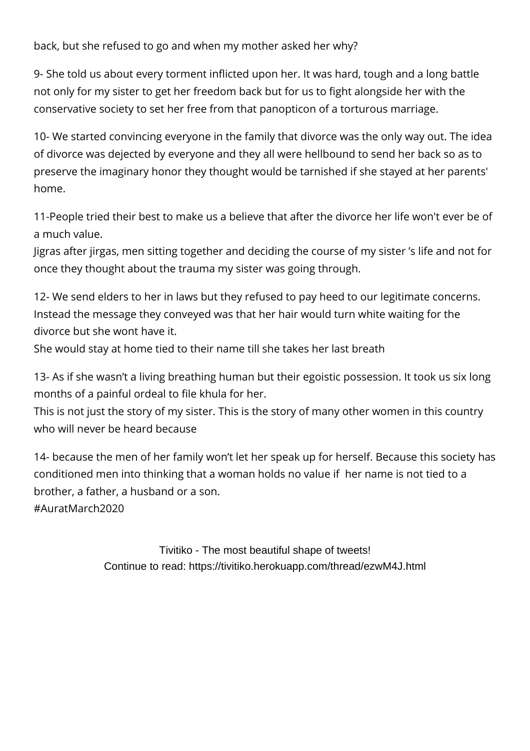back, but she refused to go and when my mother asked her why?

9- She told us about every torment inflicted upon her. It was hard, tough and a long battle not only for my sister to get her freedom back but for us to fight alongside her with the conservative society to set her free from that panopticon of a torturous marriage.

10- We started convincing everyone in the family that divorce was the only way out. The idea of divorce was dejected by everyone and they all were hellbound to send her back so as to preserve the imaginary honor they thought would be tarnished if she stayed at her parents' home.

11-People tried their best to make us a believe that after the divorce her life won't ever be of a much value.
Jigras after jirgas, men sitting together and deciding the course of my sister 's life and not for once they thought about the trauma my sister was going through.

12- We send elders to her in laws but they refused to pay heed to our legitimate concerns. Instead the message they conveyed was that her hair would turn white waiting for the divorce but she wont have it.
She would stay at home tied to their name till she takes her last breath

13- As if she wasn't a living breathing human but their egoistic possession. It took us six long months of a painful ordeal to file khula for her.
This is not just the story of my sister. This is the story of many other women in this country who will never be heard because

14- because the men of her family won't let her speak up for herself. Because this society has conditioned men into thinking that a woman holds no value if her name is not tied to a brother, a father, a husband or a son.
#AuratMarch2020

Tivitiko - The most beautiful shape of tweets!
Continue to read: https://tivitiko.herokuapp.com/thread/ezwM4J.html